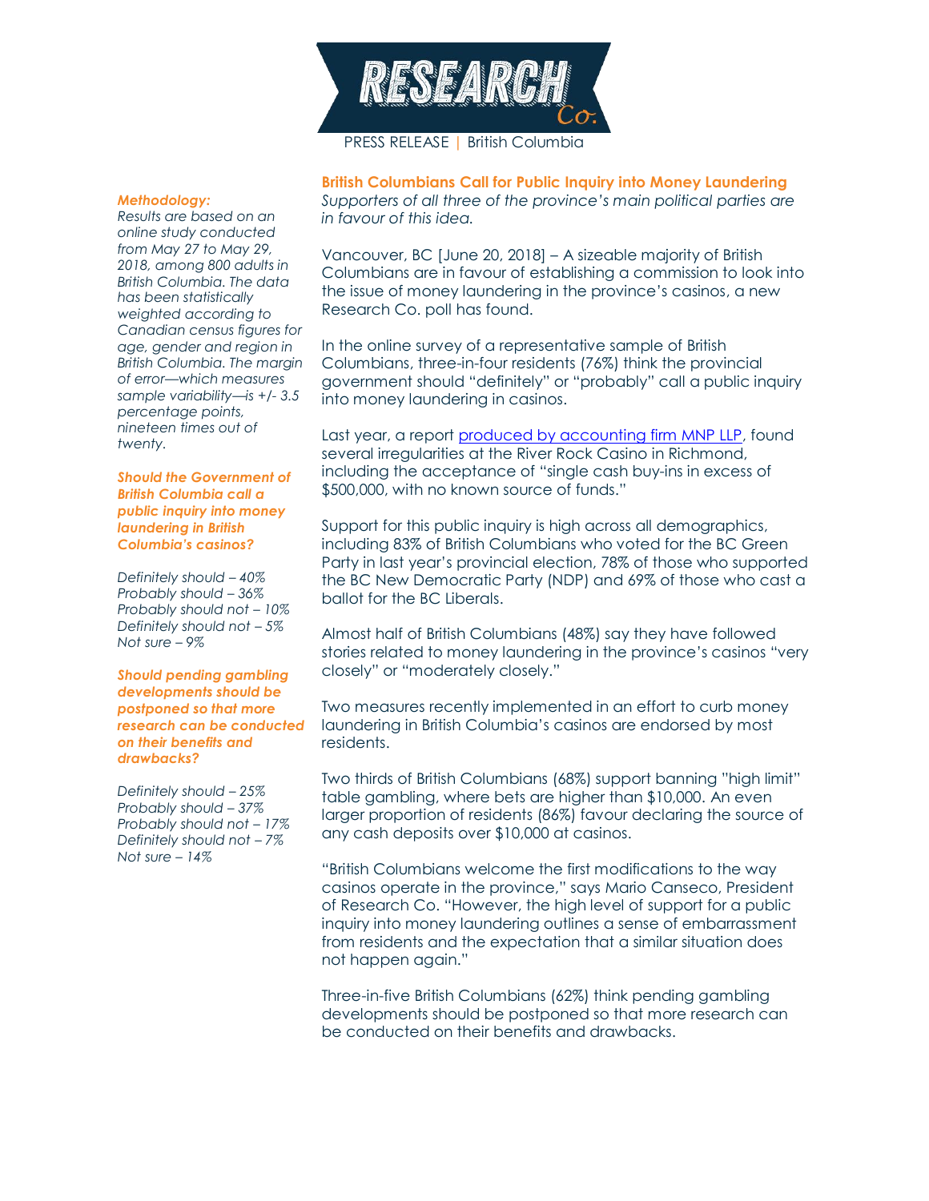RESEARCH Co.

PRESS RELEASE | British Columbia

## British Columbians Call for Public Inquiry into Money Laundering

*Supporters of all three of the province's main political parties are in favour of this idea.*

Vancouver, BC [June 20, 2018] – A sizeable majority of British Columbians are in favour of establishing a commission to look into the issue of money laundering in the province's casinos, a new Research Co. poll has found.

In the online survey of a representative sample of British Columbians, three-in-four residents (76%) think the provincial government should "definitely" or "probably" call a public inquiry into money laundering in casinos.

Last year, a report produced by accounting firm MNP LLP, found several irregularities at the River Rock Casino in Richmond, including the acceptance of "single cash buy-ins in excess of $500,000, with no known source of funds."

Support for this public inquiry is high across all demographics, including 83% of British Columbians who voted for the BC Green Party in last year's provincial election, 78% of those who supported the BC New Democratic Party (NDP) and 69% of those who cast a ballot for the BC Liberals.

Almost half of British Columbians (48%) say they have followed stories related to money laundering in the province's casinos "very closely" or "moderately closely."

Two measures recently implemented in an effort to curb money laundering in British Columbia's casinos are endorsed by most residents.

Two thirds of British Columbians (68%) support banning "high limit" table gambling, where bets are higher than $10,000. An even larger proportion of residents (86%) favour declaring the source of any cash deposits over $10,000 at casinos.

"British Columbians welcome the first modifications to the way casinos operate in the province," says Mario Canseco, President of Research Co. "However, the high level of support for a public inquiry into money laundering outlines a sense of embarrassment from residents and the expectation that a similar situation does not happen again."

Three-in-five British Columbians (62%) think pending gambling developments should be postponed so that more research can be conducted on their benefits and drawbacks.

***Methodology:***

*Results are based on an online study conducted from May 27 to May 29, 2018, among 800 adults in British Columbia. The data has been statistically weighted according to Canadian census figures for age, gender and region in British Columbia. The margin of error—which measures sample variability—is +/- 3.5 percentage points, nineteen times out of twenty.*

***Should the Government of British Columbia call a public inquiry into money laundering in British Columbia's casinos?***

*Definitely should – 40%*
*Probably should – 36%*
*Probably should not – 10%*
*Definitely should not – 5%*
*Not sure – 9%*

***Should pending gambling developments should be postponed so that more research can be conducted on their benefits and drawbacks?***

*Definitely should – 25%*
*Probably should – 37%*
*Probably should not – 17%*
*Definitely should not – 7%*
*Not sure – 14%*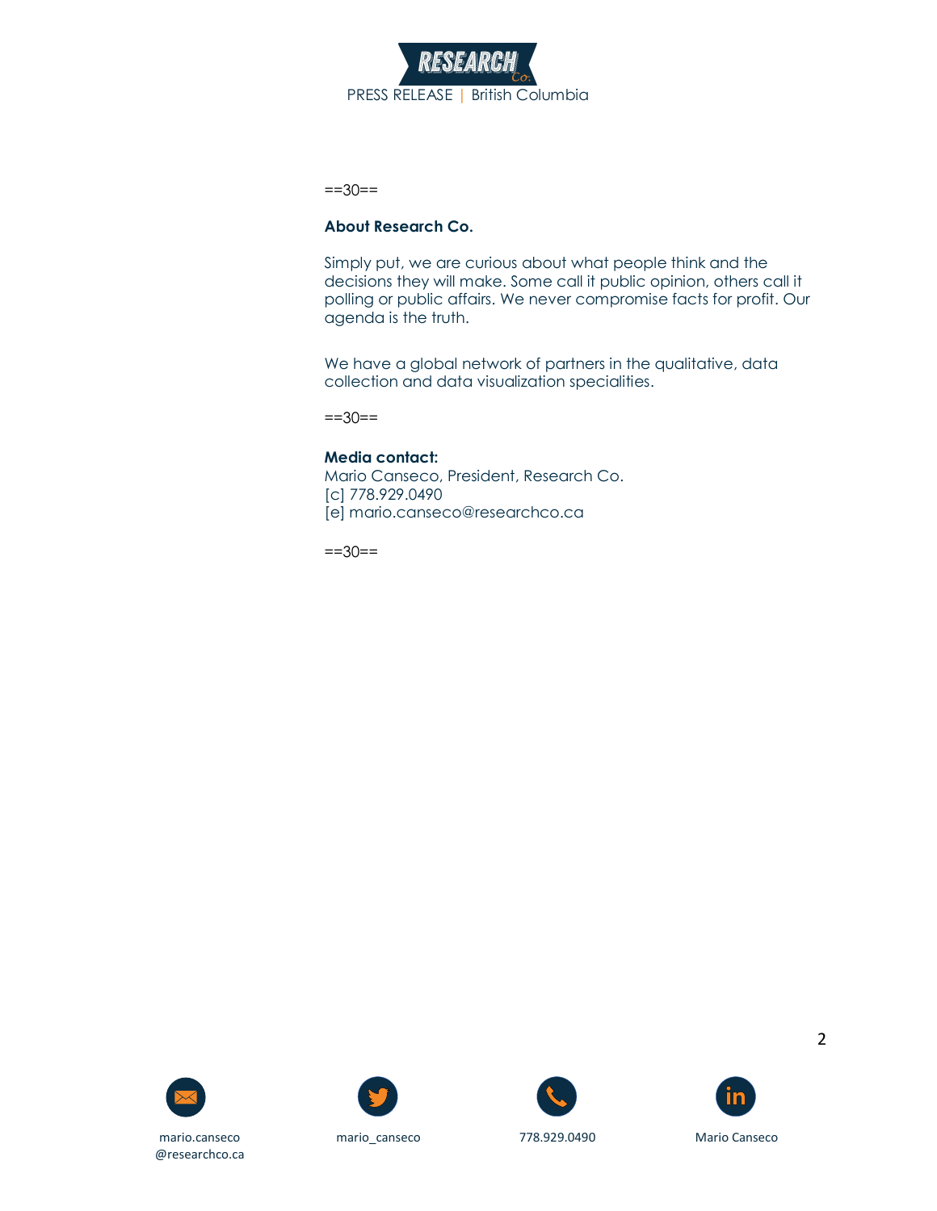==30==

**About Research Co.**

Simply put, we are curious about what people think and the decisions they will make. Some call it public opinion, others call it polling or public affairs. We never compromise facts for profit. Our agenda is the truth.

We have a global network of partners in the qualitative, data collection and data visualization specialities.

==30==

**Media contact:**
Mario Canseco, President, Research Co.
[c] 778.929.0490
[e] mario.canseco@researchco.ca

==30==